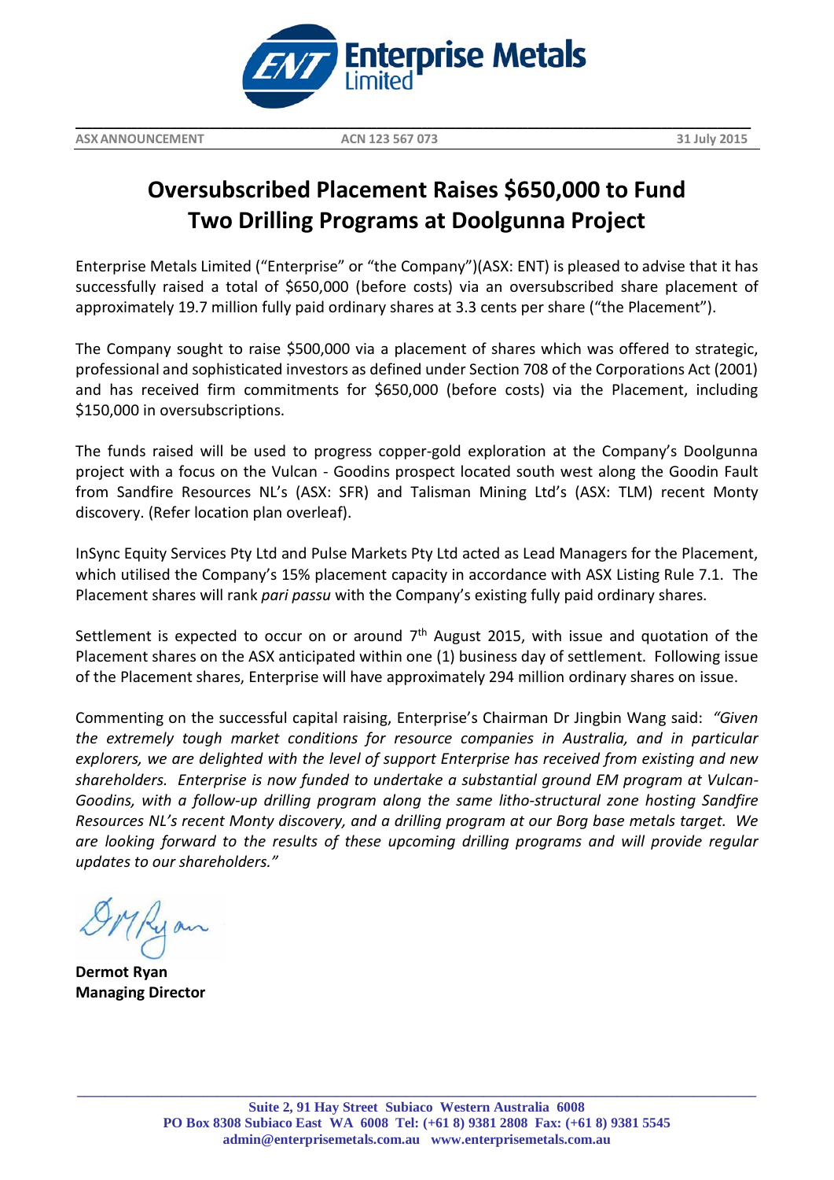Enterprise Metals Limited

ASX ANNOUNCEMENT | ACN 123 567 073 | 31 July 2015

# Oversubscribed Placement Raises $650,000 to Fund Two Drilling Programs at Doolgunna Project

Enterprise Metals Limited ("Enterprise" or "the Company")(ASX: ENT) is pleased to advise that it has successfully raised a total of $650,000 (before costs) via an oversubscribed share placement of approximately 19.7 million fully paid ordinary shares at 3.3 cents per share ("the Placement").

The Company sought to raise $500,000 via a placement of shares which was offered to strategic, professional and sophisticated investors as defined under Section 708 of the Corporations Act (2001) and has received firm commitments for $650,000 (before costs) via the Placement, including $150,000 in oversubscriptions.

The funds raised will be used to progress copper-gold exploration at the Company's Doolgunna project with a focus on the Vulcan - Goodins prospect located south west along the Goodin Fault from Sandfire Resources NL's (ASX: SFR) and Talisman Mining Ltd's (ASX: TLM) recent Monty discovery. (Refer location plan overleaf).

InSync Equity Services Pty Ltd and Pulse Markets Pty Ltd acted as Lead Managers for the Placement, which utilised the Company's 15% placement capacity in accordance with ASX Listing Rule 7.1. The Placement shares will rank *pari passu* with the Company's existing fully paid ordinary shares.

Settlement is expected to occur on or around 7th August 2015, with issue and quotation of the Placement shares on the ASX anticipated within one (1) business day of settlement. Following issue of the Placement shares, Enterprise will have approximately 294 million ordinary shares on issue.

Commenting on the successful capital raising, Enterprise's Chairman Dr Jingbin Wang said: *"Given the extremely tough market conditions for resource companies in Australia, and in particular explorers, we are delighted with the level of support Enterprise has received from existing and new shareholders. Enterprise is now funded to undertake a substantial ground EM program at Vulcan-Goodins, with a follow-up drilling program along the same litho-structural zone hosting Sandfire Resources NL's recent Monty discovery, and a drilling program at our Borg base metals target. We are looking forward to the results of these upcoming drilling programs and will provide regular updates to our shareholders."*

**Dermot Ryan**
**Managing Director**

Suite 2, 91 Hay Street Subiaco Western Australia 6008
PO Box 8308 Subiaco East WA 6008 Tel: (+61 8) 9381 2808 Fax: (+61 8) 9381 5545
admin@enterprisemetals.com.au www.enterprisemetals.com.au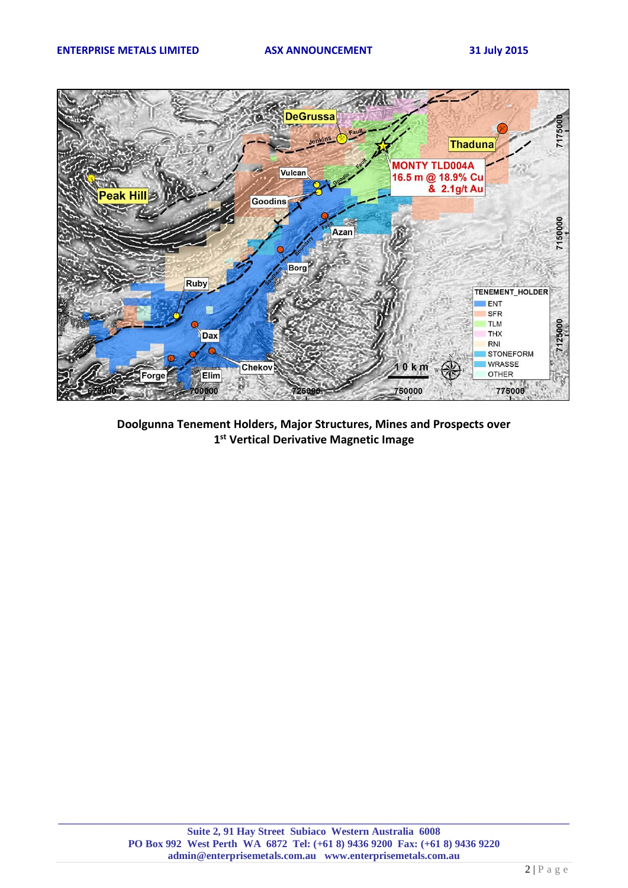DeGrussa

Jenkins Fault

Thaduna

Peak Hill

Vulcan

Goodins

Goodin Fault

MONTY TLD004A
16.5 m @ 18.9% Cu
& 2.1g/t Au

Azan

Borg

Southern Boundary Fault

Ruby

Dax

Chekov

Forge

Elim

TENEMENT_HOLDER
ENT
SFR
TLM
THX
RNI
STONEFORM
WRASSE
OTHER

10 km

675000
700000
725000
750000
775000

7175000
7150000
7125000

**Doolgunna Tenement Holders, Major Structures, Mines and Prospects over 1st Vertical Derivative Magnetic Image**